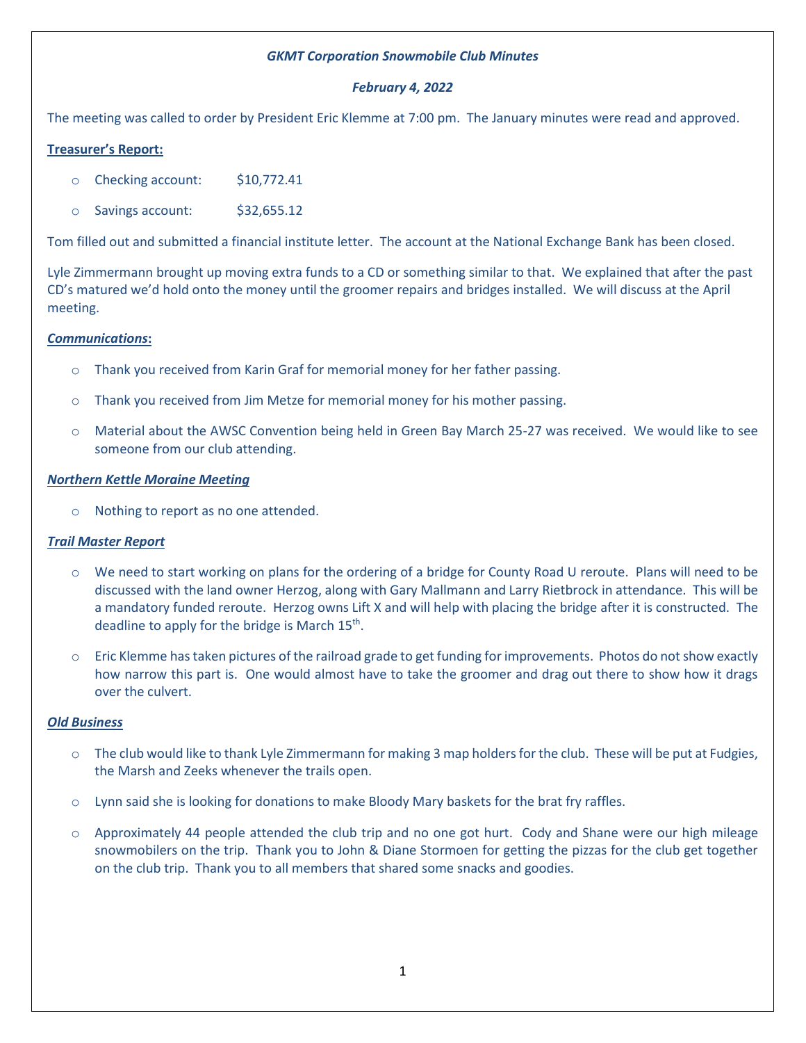***GKMT Corporation Snowmobile Club Minutes***

***February 4, 2022***

The meeting was called to order by President Eric Klemme at 7:00 pm. The January minutes were read and approved.

**Treasurer's Report:**

- Checking account: $10,772.41
- Savings account: $32,655.12

Tom filled out and submitted a financial institute letter. The account at the National Exchange Bank has been closed.

Lyle Zimmermann brought up moving extra funds to a CD or something similar to that. We explained that after the past CD's matured we'd hold onto the money until the groomer repairs and bridges installed. We will discuss at the April meeting.

***Communications*:**

- Thank you received from Karin Graf for memorial money for her father passing.
- Thank you received from Jim Metze for memorial money for his mother passing.
- Material about the AWSC Convention being held in Green Bay March 25-27 was received. We would like to see someone from our club attending.

***Northern Kettle Moraine Meeting***

- Nothing to report as no one attended.

***Trail Master Report***

- We need to start working on plans for the ordering of a bridge for County Road U reroute. Plans will need to be discussed with the land owner Herzog, along with Gary Mallmann and Larry Rietbrock in attendance. This will be a mandatory funded reroute. Herzog owns Lift X and will help with placing the bridge after it is constructed. The deadline to apply for the bridge is March 15th.
- Eric Klemme has taken pictures of the railroad grade to get funding for improvements. Photos do not show exactly how narrow this part is. One would almost have to take the groomer and drag out there to show how it drags over the culvert.

***Old Business***

- The club would like to thank Lyle Zimmermann for making 3 map holders for the club. These will be put at Fudgies, the Marsh and Zeeks whenever the trails open.
- Lynn said she is looking for donations to make Bloody Mary baskets for the brat fry raffles.
- Approximately 44 people attended the club trip and no one got hurt. Cody and Shane were our high mileage snowmobilers on the trip. Thank you to John & Diane Stormoen for getting the pizzas for the club get together on the club trip. Thank you to all members that shared some snacks and goodies.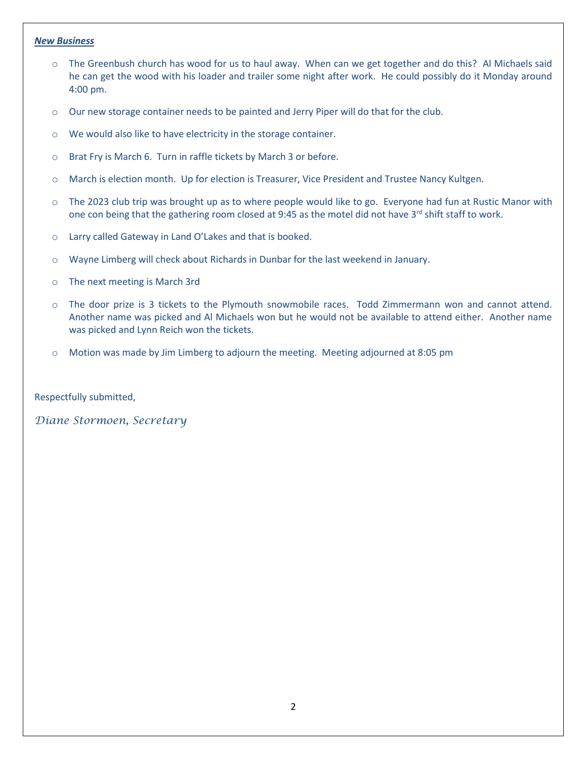***New Business***

- The Greenbush church has wood for us to haul away. When can we get together and do this? Al Michaels said he can get the wood with his loader and trailer some night after work. He could possibly do it Monday around 4:00 pm.
- Our new storage container needs to be painted and Jerry Piper will do that for the club.
- We would also like to have electricity in the storage container.
- Brat Fry is March 6. Turn in raffle tickets by March 3 or before.
- March is election month. Up for election is Treasurer, Vice President and Trustee Nancy Kultgen.
- The 2023 club trip was brought up as to where people would like to go. Everyone had fun at Rustic Manor with one con being that the gathering room closed at 9:45 as the motel did not have 3rd shift staff to work.
- Larry called Gateway in Land O'Lakes and that is booked.
- Wayne Limberg will check about Richards in Dunbar for the last weekend in January.
- The next meeting is March 3rd
- The door prize is 3 tickets to the Plymouth snowmobile races. Todd Zimmermann won and cannot attend. Another name was picked and Al Michaels won but he would not be available to attend either. Another name was picked and Lynn Reich won the tickets.
- Motion was made by Jim Limberg to adjourn the meeting. Meeting adjourned at 8:05 pm

Respectfully submitted,

*Diane Stormoen, Secretary*